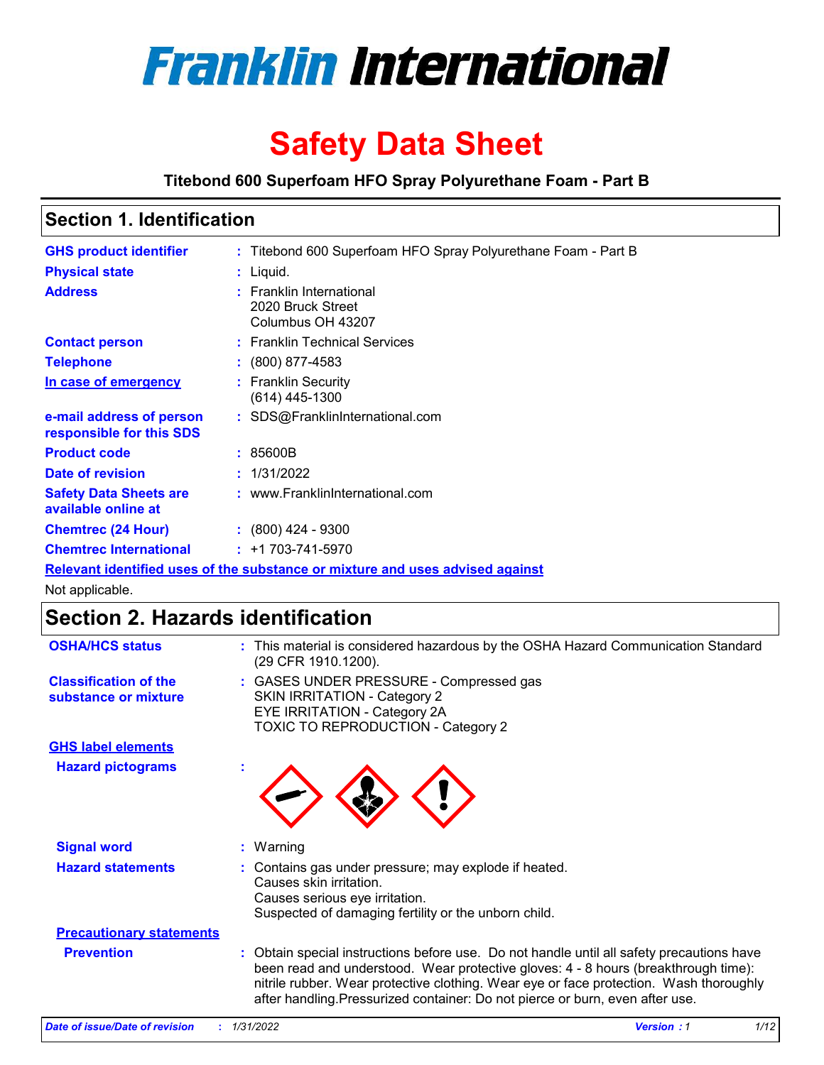# Franklin International

# Safety Data Sheet

**Titebond 600 Superfoam HFO Spray Polyurethane Foam - Part B**

## Section 1. Identification

| | | |
|---|---|---|
| **GHS product identifier** | : | Titebond 600 Superfoam HFO Spray Polyurethane Foam - Part B |
| **Physical state** | : | Liquid. |
| **Address** | : | Franklin International<br>2020 Bruck Street<br>Columbus OH 43207 |
| **Contact person** | : | Franklin Technical Services |
| **Telephone** | : | (800) 877-4583 |
| **In case of emergency** | : | Franklin Security<br>(614) 445-1300 |
| **e-mail address of person responsible for this SDS** | : | SDS@FranklinInternational.com |
| **Product code** | : | 85600B |
| **Date of revision** | : | 1/31/2022 |
| **Safety Data Sheets are available online at** | : | www.FranklinInternational.com |
| **Chemtrec (24 Hour)** | : | (800) 424 - 9300 |
| **Chemtrec International** | : | +1 703-741-5970 |

**Relevant identified uses of the substance or mixture and uses advised against**

Not applicable.

## Section 2. Hazards identification

| | | |
|---|---|---|
| **OSHA/HCS status** | : | This material is considered hazardous by the OSHA Hazard Communication Standard (29 CFR 1910.1200). |
| **Classification of the substance or mixture** | : | GASES UNDER PRESSURE - Compressed gas<br>SKIN IRRITATION - Category 2<br>EYE IRRITATION - Category 2A<br>TOXIC TO REPRODUCTION - Category 2 |

**GHS label elements**

| | | |
|---|---|---|
| **Hazard pictograms** | : | |
| **Signal word** | : | Warning |
| **Hazard statements** | : | Contains gas under pressure; may explode if heated.<br>Causes skin irritation.<br>Causes serious eye irritation.<br>Suspected of damaging fertility or the unborn child. |

**Precautionary statements**

| | | |
|---|---|---|
| **Prevention** | : | Obtain special instructions before use. Do not handle until all safety precautions have been read and understood. Wear protective gloves: 4 - 8 hours (breakthrough time): nitrile rubber. Wear protective clothing. Wear eye or face protection. Wash thoroughly after handling.Pressurized container: Do not pierce or burn, even after use. |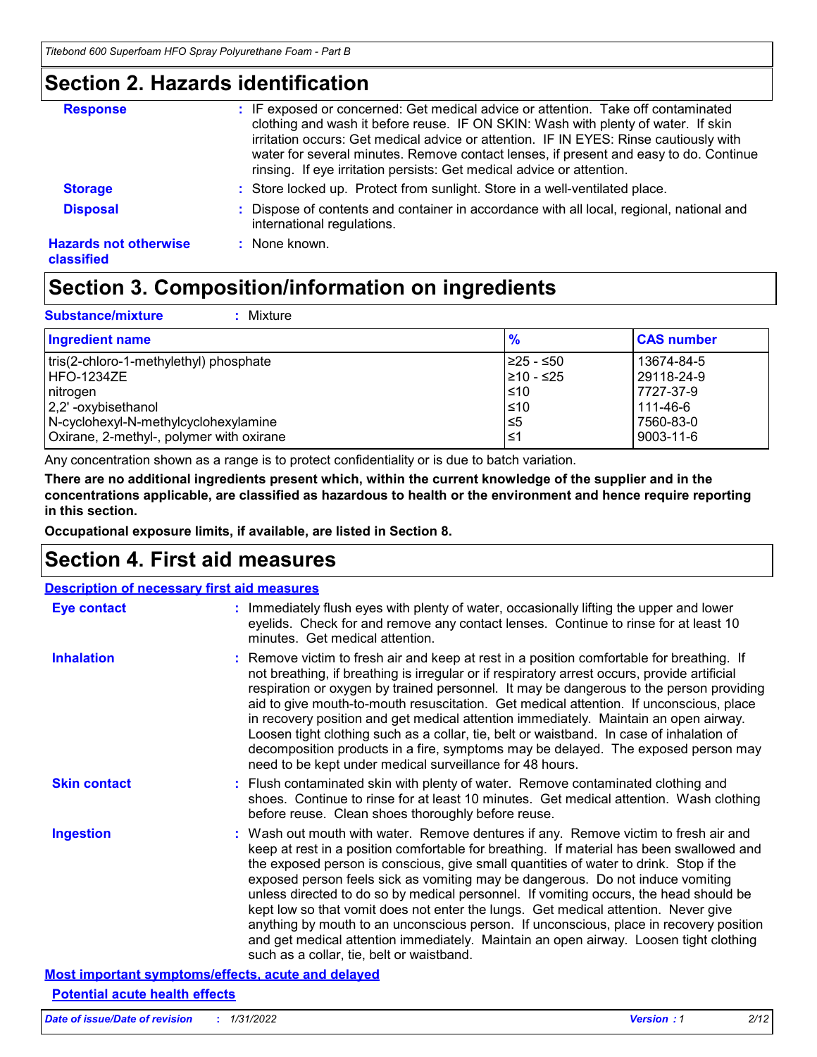## Section 2. Hazards identification

**Response** : IF exposed or concerned: Get medical advice or attention. Take off contaminated clothing and wash it before reuse. IF ON SKIN: Wash with plenty of water. If skin irritation occurs: Get medical advice or attention. IF IN EYES: Rinse cautiously with water for several minutes. Remove contact lenses, if present and easy to do. Continue rinsing. If eye irritation persists: Get medical advice or attention.

**Storage** : Store locked up. Protect from sunlight. Store in a well-ventilated place.

**Disposal** : Dispose of contents and container in accordance with all local, regional, national and international regulations.

**Hazards not otherwise classified** : None known.

## Section 3. Composition/information on ingredients

**Substance/mixture** : Mixture

| Ingredient name | % | CAS number |
|---|---|---|
| tris(2-chloro-1-methylethyl) phosphate | ≥25 - ≤50 | 13674-84-5 |
| HFO-1234ZE | ≥10 - ≤25 | 29118-24-9 |
| nitrogen | ≤10 | 7727-37-9 |
| 2,2' -oxybisethanol | ≤10 | 111-46-6 |
| N-cyclohexyl-N-methylcyclohexylamine | ≤5 | 7560-83-0 |
| Oxirane, 2-methyl-, polymer with oxirane | ≤1 | 9003-11-6 |

Any concentration shown as a range is to protect confidentiality or is due to batch variation.

**There are no additional ingredients present which, within the current knowledge of the supplier and in the concentrations applicable, are classified as hazardous to health or the environment and hence require reporting in this section.**

**Occupational exposure limits, if available, are listed in Section 8.**

## Section 4. First aid measures

**Description of necessary first aid measures**

**Eye contact** : Immediately flush eyes with plenty of water, occasionally lifting the upper and lower eyelids. Check for and remove any contact lenses. Continue to rinse for at least 10 minutes. Get medical attention.

**Inhalation** : Remove victim to fresh air and keep at rest in a position comfortable for breathing. If not breathing, if breathing is irregular or if respiratory arrest occurs, provide artificial respiration or oxygen by trained personnel. It may be dangerous to the person providing aid to give mouth-to-mouth resuscitation. Get medical attention. If unconscious, place in recovery position and get medical attention immediately. Maintain an open airway. Loosen tight clothing such as a collar, tie, belt or waistband. In case of inhalation of decomposition products in a fire, symptoms may be delayed. The exposed person may need to be kept under medical surveillance for 48 hours.

**Skin contact** : Flush contaminated skin with plenty of water. Remove contaminated clothing and shoes. Continue to rinse for at least 10 minutes. Get medical attention. Wash clothing before reuse. Clean shoes thoroughly before reuse.

**Ingestion** : Wash out mouth with water. Remove dentures if any. Remove victim to fresh air and keep at rest in a position comfortable for breathing. If material has been swallowed and the exposed person is conscious, give small quantities of water to drink. Stop if the exposed person feels sick as vomiting may be dangerous. Do not induce vomiting unless directed to do so by medical personnel. If vomiting occurs, the head should be kept low so that vomit does not enter the lungs. Get medical attention. Never give anything by mouth to an unconscious person. If unconscious, place in recovery position and get medical attention immediately. Maintain an open airway. Loosen tight clothing such as a collar, tie, belt or waistband.

**Most important symptoms/effects, acute and delayed**

**Potential acute health effects**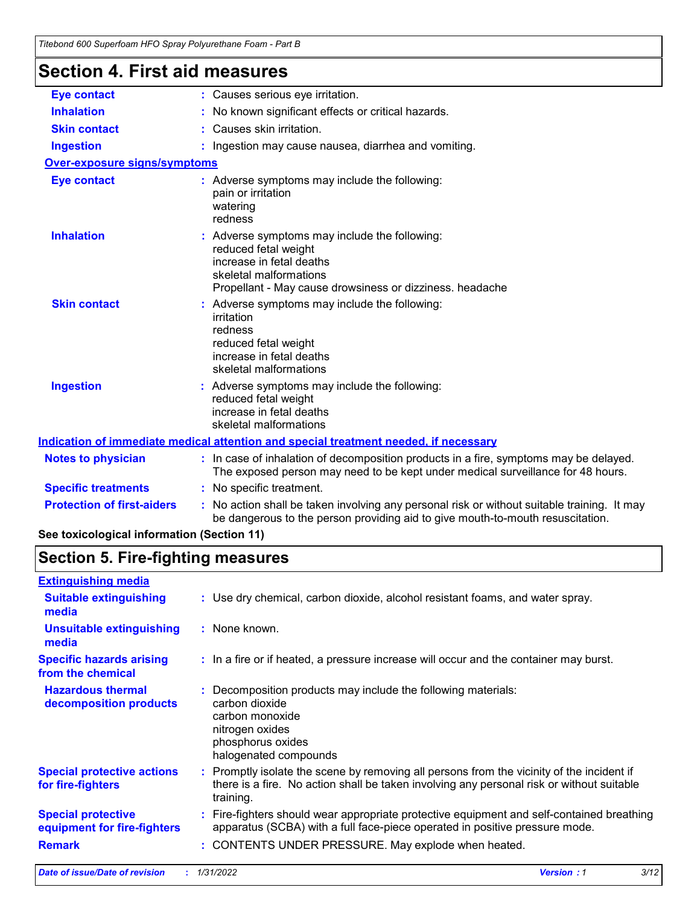## Section 4. First aid measures

**Eye contact** : Causes serious eye irritation.

**Inhalation** : No known significant effects or critical hazards.

**Skin contact** : Causes skin irritation.

**Ingestion** : Ingestion may cause nausea, diarrhea and vomiting.

**Over-exposure signs/symptoms**

**Eye contact** : Adverse symptoms may include the following:
pain or irritation
watering
redness

**Inhalation** : Adverse symptoms may include the following:
reduced fetal weight
increase in fetal deaths
skeletal malformations
Propellant - May cause drowsiness or dizziness. headache

**Skin contact** : Adverse symptoms may include the following:
irritation
redness
reduced fetal weight
increase in fetal deaths
skeletal malformations

**Ingestion** : Adverse symptoms may include the following:
reduced fetal weight
increase in fetal deaths
skeletal malformations

**Indication of immediate medical attention and special treatment needed, if necessary**

**Notes to physician** : In case of inhalation of decomposition products in a fire, symptoms may be delayed. The exposed person may need to be kept under medical surveillance for 48 hours.

**Specific treatments** : No specific treatment.

**Protection of first-aiders** : No action shall be taken involving any personal risk or without suitable training. It may be dangerous to the person providing aid to give mouth-to-mouth resuscitation.

**See toxicological information (Section 11)**

## Section 5. Fire-fighting measures

**Extinguishing media**

**Suitable extinguishing media** : Use dry chemical, carbon dioxide, alcohol resistant foams, and water spray.

**Unsuitable extinguishing media** : None known.

**Specific hazards arising from the chemical** : In a fire or if heated, a pressure increase will occur and the container may burst.

**Hazardous thermal decomposition products** : Decomposition products may include the following materials:
carbon dioxide
carbon monoxide
nitrogen oxides
phosphorus oxides
halogenated compounds

**Special protective actions for fire-fighters** : Promptly isolate the scene by removing all persons from the vicinity of the incident if there is a fire. No action shall be taken involving any personal risk or without suitable training.

**Special protective equipment for fire-fighters** : Fire-fighters should wear appropriate protective equipment and self-contained breathing apparatus (SCBA) with a full face-piece operated in positive pressure mode.

**Remark** : CONTENTS UNDER PRESSURE. May explode when heated.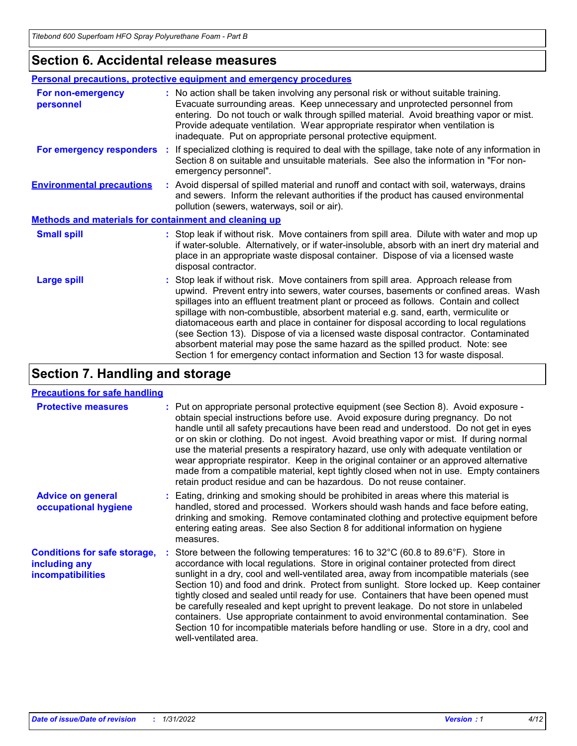## Section 6. Accidental release measures

### Personal precautions, protective equipment and emergency procedures

**For non-emergency personnel** : No action shall be taken involving any personal risk or without suitable training. Evacuate surrounding areas. Keep unnecessary and unprotected personnel from entering. Do not touch or walk through spilled material. Avoid breathing vapor or mist. Provide adequate ventilation. Wear appropriate respirator when ventilation is inadequate. Put on appropriate personal protective equipment.

**For emergency responders** : If specialized clothing is required to deal with the spillage, take note of any information in Section 8 on suitable and unsuitable materials. See also the information in "For non-emergency personnel".

**Environmental precautions** : Avoid dispersal of spilled material and runoff and contact with soil, waterways, drains and sewers. Inform the relevant authorities if the product has caused environmental pollution (sewers, waterways, soil or air).

### Methods and materials for containment and cleaning up

**Small spill** : Stop leak if without risk. Move containers from spill area. Dilute with water and mop up if water-soluble. Alternatively, or if water-insoluble, absorb with an inert dry material and place in an appropriate waste disposal container. Dispose of via a licensed waste disposal contractor.

**Large spill** : Stop leak if without risk. Move containers from spill area. Approach release from upwind. Prevent entry into sewers, water courses, basements or confined areas. Wash spillages into an effluent treatment plant or proceed as follows. Contain and collect spillage with non-combustible, absorbent material e.g. sand, earth, vermiculite or diatomaceous earth and place in container for disposal according to local regulations (see Section 13). Dispose of via a licensed waste disposal contractor. Contaminated absorbent material may pose the same hazard as the spilled product. Note: see Section 1 for emergency contact information and Section 13 for waste disposal.

## Section 7. Handling and storage

### Precautions for safe handling

**Protective measures** : Put on appropriate personal protective equipment (see Section 8). Avoid exposure - obtain special instructions before use. Avoid exposure during pregnancy. Do not handle until all safety precautions have been read and understood. Do not get in eyes or on skin or clothing. Do not ingest. Avoid breathing vapor or mist. If during normal use the material presents a respiratory hazard, use only with adequate ventilation or wear appropriate respirator. Keep in the original container or an approved alternative made from a compatible material, kept tightly closed when not in use. Empty containers retain product residue and can be hazardous. Do not reuse container.

**Advice on general occupational hygiene** : Eating, drinking and smoking should be prohibited in areas where this material is handled, stored and processed. Workers should wash hands and face before eating, drinking and smoking. Remove contaminated clothing and protective equipment before entering eating areas. See also Section 8 for additional information on hygiene measures.

**Conditions for safe storage, including any incompatibilities** : Store between the following temperatures: 16 to 32°C (60.8 to 89.6°F). Store in accordance with local regulations. Store in original container protected from direct sunlight in a dry, cool and well-ventilated area, away from incompatible materials (see Section 10) and food and drink. Protect from sunlight. Store locked up. Keep container tightly closed and sealed until ready for use. Containers that have been opened must be carefully resealed and kept upright to prevent leakage. Do not store in unlabeled containers. Use appropriate containment to avoid environmental contamination. See Section 10 for incompatible materials before handling or use. Store in a dry, cool and well-ventilated area.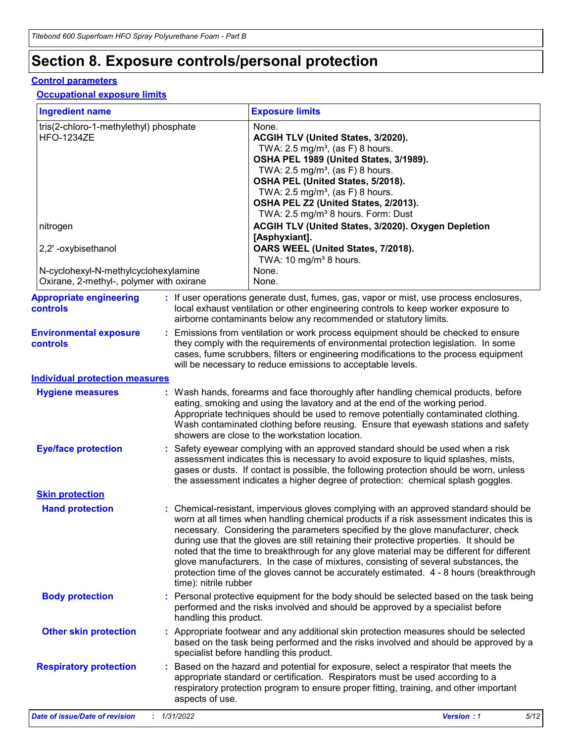# Section 8. Exposure controls/personal protection

## Control parameters

### Occupational exposure limits

| Ingredient name | Exposure limits |
|---|---|
| tris(2-chloro-1-methylethyl) phosphate | None. |
| HFO-1234ZE | **ACGIH TLV (United States, 3/2020).**<br>TWA: 2.5 mg/m³, (as F) 8 hours.<br>**OSHA PEL 1989 (United States, 3/1989).**<br>TWA: 2.5 mg/m³, (as F) 8 hours.<br>**OSHA PEL (United States, 5/2018).**<br>TWA: 2.5 mg/m³, (as F) 8 hours.<br>**OSHA PEL Z2 (United States, 2/2013).**<br>TWA: 2.5 mg/m³ 8 hours. Form: Dust |
| nitrogen | **ACGIH TLV (United States, 3/2020). Oxygen Depletion [Asphyxiant].** |
| 2,2' -oxybisethanol | **OARS WEEL (United States, 7/2018).**<br>TWA: 10 mg/m³ 8 hours. |
| N-cyclohexyl-N-methylcyclohexylamine | None. |
| Oxirane, 2-methyl-, polymer with oxirane | None. |

**Appropriate engineering controls** : If user operations generate dust, fumes, gas, vapor or mist, use process enclosures, local exhaust ventilation or other engineering controls to keep worker exposure to airborne contaminants below any recommended or statutory limits.

**Environmental exposure controls** : Emissions from ventilation or work process equipment should be checked to ensure they comply with the requirements of environmental protection legislation. In some cases, fume scrubbers, filters or engineering modifications to the process equipment will be necessary to reduce emissions to acceptable levels.

## Individual protection measures

**Hygiene measures** : Wash hands, forearms and face thoroughly after handling chemical products, before eating, smoking and using the lavatory and at the end of the working period. Appropriate techniques should be used to remove potentially contaminated clothing. Wash contaminated clothing before reusing. Ensure that eyewash stations and safety showers are close to the workstation location.

**Eye/face protection** : Safety eyewear complying with an approved standard should be used when a risk assessment indicates this is necessary to avoid exposure to liquid splashes, mists, gases or dusts. If contact is possible, the following protection should be worn, unless the assessment indicates a higher degree of protection: chemical splash goggles.

### Skin protection

**Hand protection** : Chemical-resistant, impervious gloves complying with an approved standard should be worn at all times when handling chemical products if a risk assessment indicates this is necessary. Considering the parameters specified by the glove manufacturer, check during use that the gloves are still retaining their protective properties. It should be noted that the time to breakthrough for any glove material may be different for different glove manufacturers. In the case of mixtures, consisting of several substances, the protection time of the gloves cannot be accurately estimated. 4 - 8 hours (breakthrough time): nitrile rubber

**Body protection** : Personal protective equipment for the body should be selected based on the task being performed and the risks involved and should be approved by a specialist before handling this product.

**Other skin protection** : Appropriate footwear and any additional skin protection measures should be selected based on the task being performed and the risks involved and should be approved by a specialist before handling this product.

**Respiratory protection** : Based on the hazard and potential for exposure, select a respirator that meets the appropriate standard or certification. Respirators must be used according to a respiratory protection program to ensure proper fitting, training, and other important aspects of use.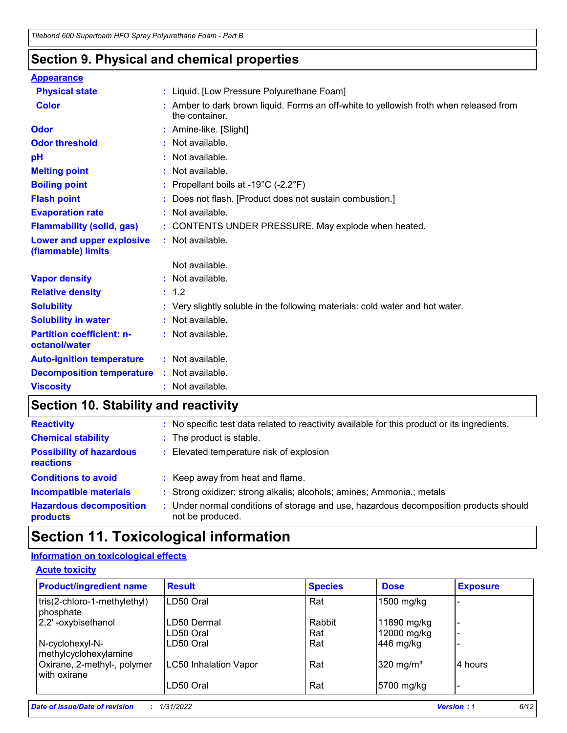## Section 9. Physical and chemical properties

**Appearance**

| | |
|---|---|
| **Physical state** | : Liquid. [Low Pressure Polyurethane Foam] |
| **Color** | : Amber to dark brown liquid. Forms an off-white to yellowish froth when released from the container. |
| **Odor** | : Amine-like. [Slight] |
| **Odor threshold** | : Not available. |
| **pH** | : Not available. |
| **Melting point** | : Not available. |
| **Boiling point** | : Propellant boils at -19°C (-2.2°F) |
| **Flash point** | : Does not flash. [Product does not sustain combustion.] |
| **Evaporation rate** | : Not available. |
| **Flammability (solid, gas)** | : CONTENTS UNDER PRESSURE. May explode when heated. |
| **Lower and upper explosive (flammable) limits** | : Not available.<br><br>Not available. |
| **Vapor density** | : Not available. |
| **Relative density** | : 1.2 |
| **Solubility** | : Very slightly soluble in the following materials: cold water and hot water. |
| **Solubility in water** | : Not available. |
| **Partition coefficient: n-octanol/water** | : Not available. |
| **Auto-ignition temperature** | : Not available. |
| **Decomposition temperature** | : Not available. |
| **Viscosity** | : Not available. |

## Section 10. Stability and reactivity

| | |
|---|---|
| **Reactivity** | : No specific test data related to reactivity available for this product or its ingredients. |
| **Chemical stability** | : The product is stable. |
| **Possibility of hazardous reactions** | : Elevated temperature risk of explosion |
| **Conditions to avoid** | : Keep away from heat and flame. |
| **Incompatible materials** | : Strong oxidizer; strong alkalis; alcohols; amines; Ammonia.; metals |
| **Hazardous decomposition products** | : Under normal conditions of storage and use, hazardous decomposition products should not be produced. |

## Section 11. Toxicological information

**Information on toxicological effects**

**Acute toxicity**

| Product/ingredient name | Result | Species | Dose | Exposure |
|---|---|---|---|---|
| tris(2-chloro-1-methylethyl) phosphate | LD50 Oral | Rat | 1500 mg/kg | - |
| 2,2' -oxybisethanol | LD50 Dermal | Rabbit | 11890 mg/kg | - |
| | LD50 Oral | Rat | 12000 mg/kg | - |
| N-cyclohexyl-N-methylcyclohexylamine | LD50 Oral | Rat | 446 mg/kg | - |
| Oxirane, 2-methyl-, polymer with oxirane | LC50 Inhalation Vapor | Rat | 320 mg/m³ | 4 hours |
| | LD50 Oral | Rat | 5700 mg/kg | - |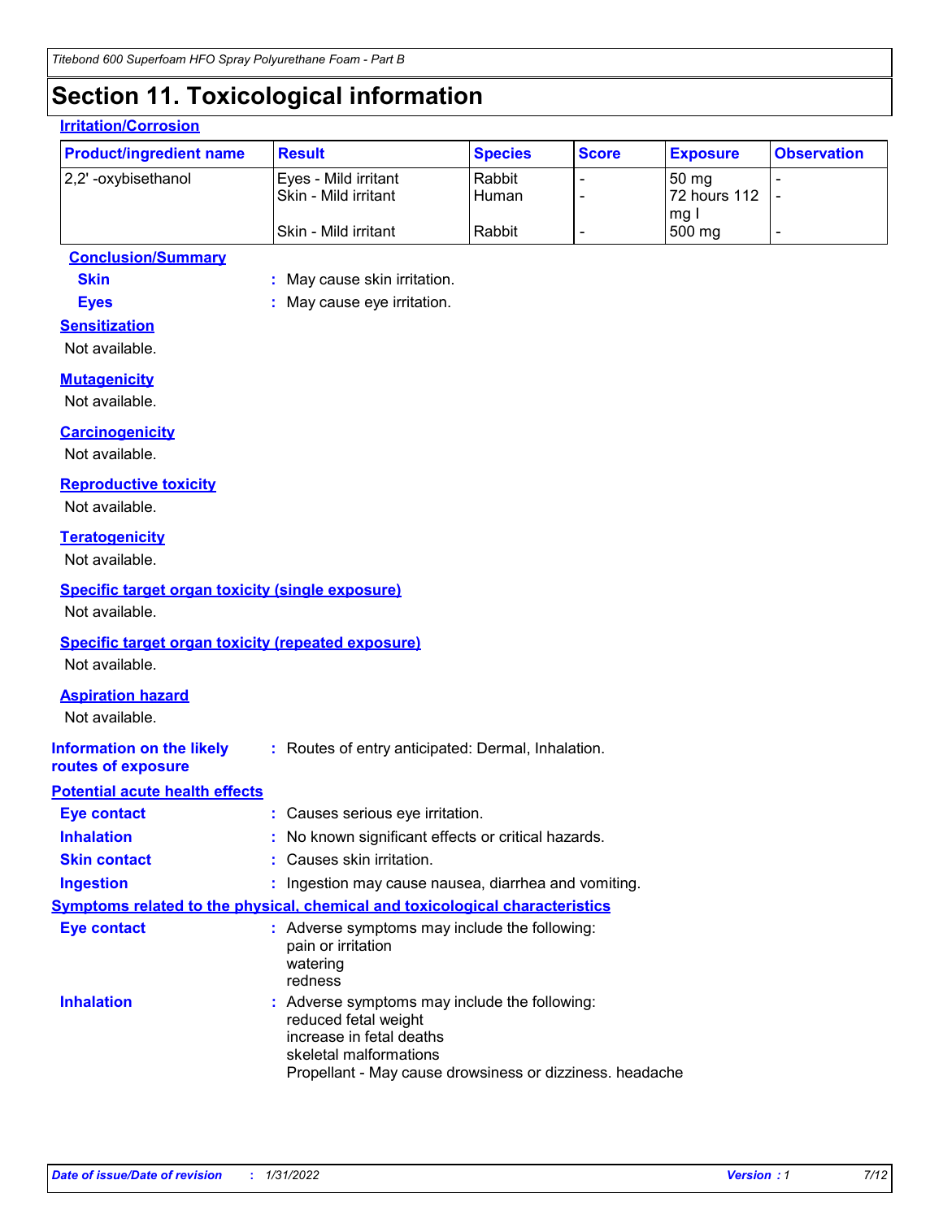# Section 11. Toxicological information

### Irritation/Corrosion

| Product/ingredient name | Result | Species | Score | Exposure | Observation |
|---|---|---|---|---|---|
| 2,2' -oxybisethanol | Eyes - Mild irritant | Rabbit | - | 50 mg | - |
| | Skin - Mild irritant | Human | - | 72 hours 112 mg I | - |
| | Skin - Mild irritant | Rabbit | - | 500 mg | - |

**Conclusion/Summary**

**Skin** : May cause skin irritation.

**Eyes** : May cause eye irritation.

### Sensitization

Not available.

### Mutagenicity

Not available.

### Carcinogenicity

Not available.

### Reproductive toxicity

Not available.

### Teratogenicity

Not available.

### Specific target organ toxicity (single exposure)

Not available.

### Specific target organ toxicity (repeated exposure)

Not available.

### Aspiration hazard

Not available.

**Information on the likely routes of exposure** : Routes of entry anticipated: Dermal, Inhalation.

### Potential acute health effects

**Eye contact** : Causes serious eye irritation.

**Inhalation** : No known significant effects or critical hazards.

**Skin contact** : Causes skin irritation.

**Ingestion** : Ingestion may cause nausea, diarrhea and vomiting.

### Symptoms related to the physical, chemical and toxicological characteristics

**Eye contact** : Adverse symptoms may include the following:
pain or irritation
watering
redness

**Inhalation** : Adverse symptoms may include the following:
reduced fetal weight
increase in fetal deaths
skeletal malformations
Propellant - May cause drowsiness or dizziness. headache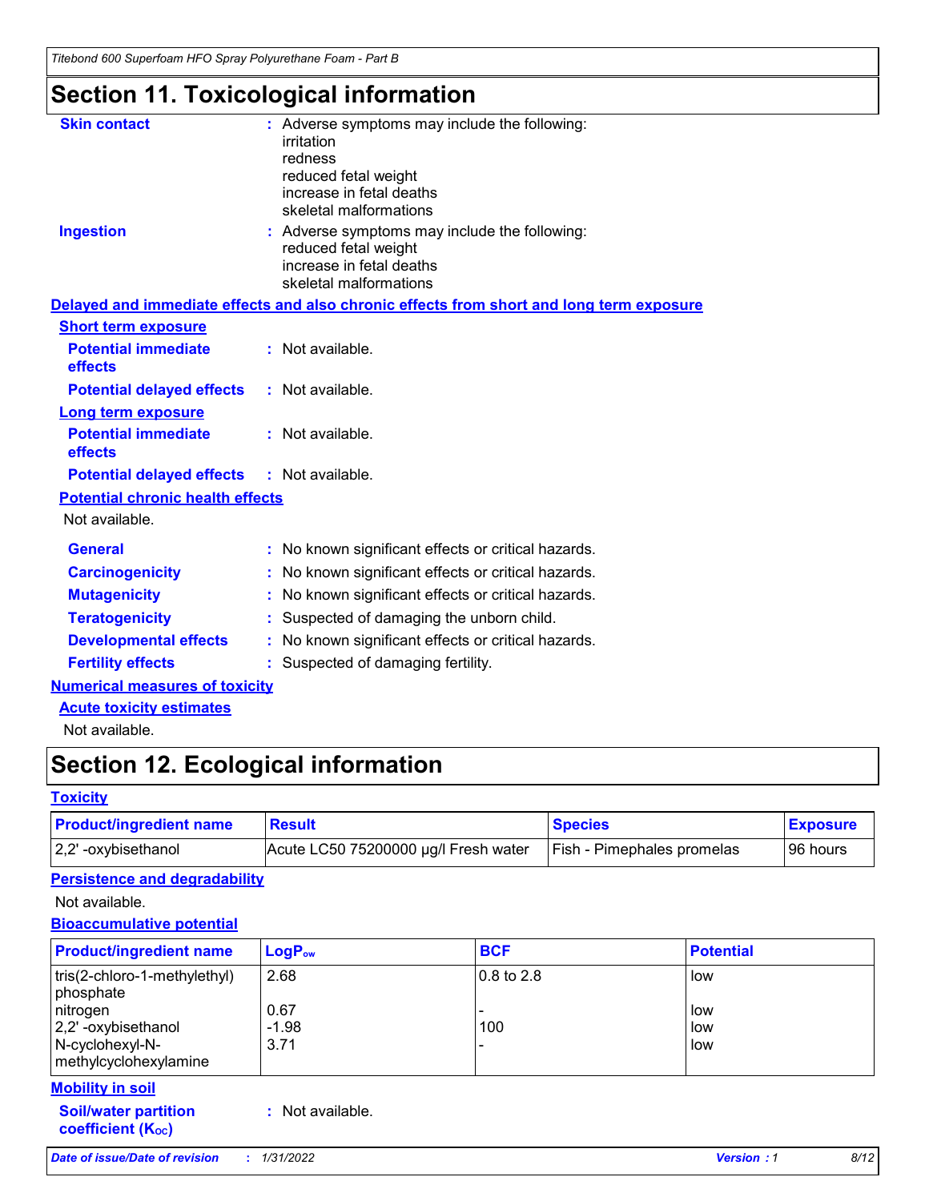# Section 11. Toxicological information

**Skin contact** : Adverse symptoms may include the following:
irritation
redness
reduced fetal weight
increase in fetal deaths
skeletal malformations

**Ingestion** : Adverse symptoms may include the following:
reduced fetal weight
increase in fetal deaths
skeletal malformations

**Delayed and immediate effects and also chronic effects from short and long term exposure**

**Short term exposure**

**Potential immediate effects** : Not available.

**Potential delayed effects** : Not available.

**Long term exposure**

**Potential immediate effects** : Not available.

**Potential delayed effects** : Not available.

**Potential chronic health effects**

Not available.

**General** : No known significant effects or critical hazards.

**Carcinogenicity** : No known significant effects or critical hazards.

**Mutagenicity** : No known significant effects or critical hazards.

**Teratogenicity** : Suspected of damaging the unborn child.

**Developmental effects** : No known significant effects or critical hazards.

**Fertility effects** : Suspected of damaging fertility.

**Numerical measures of toxicity**

**Acute toxicity estimates**

Not available.

# Section 12. Ecological information

**Toxicity**

| Product/ingredient name | Result | Species | Exposure |
|---|---|---|---|
| 2,2' -oxybisethanol | Acute LC50 75200000 µg/l Fresh water | Fish - Pimephales promelas | 96 hours |

**Persistence and degradability**

Not available.

**Bioaccumulative potential**

| Product/ingredient name | $LogP_{ow}$ | BCF | Potential |
|---|---|---|---|
| tris(2-chloro-1-methylethyl) phosphate | 2.68 | 0.8 to 2.8 | low |
| nitrogen | 0.67 | - | low |
| 2,2' -oxybisethanol | -1.98 | 100 | low |
| N-cyclohexyl-N-methylcyclohexylamine | 3.71 | - | low |

**Mobility in soil**

**Soil/water partition coefficient ($K_{OC}$)** : Not available.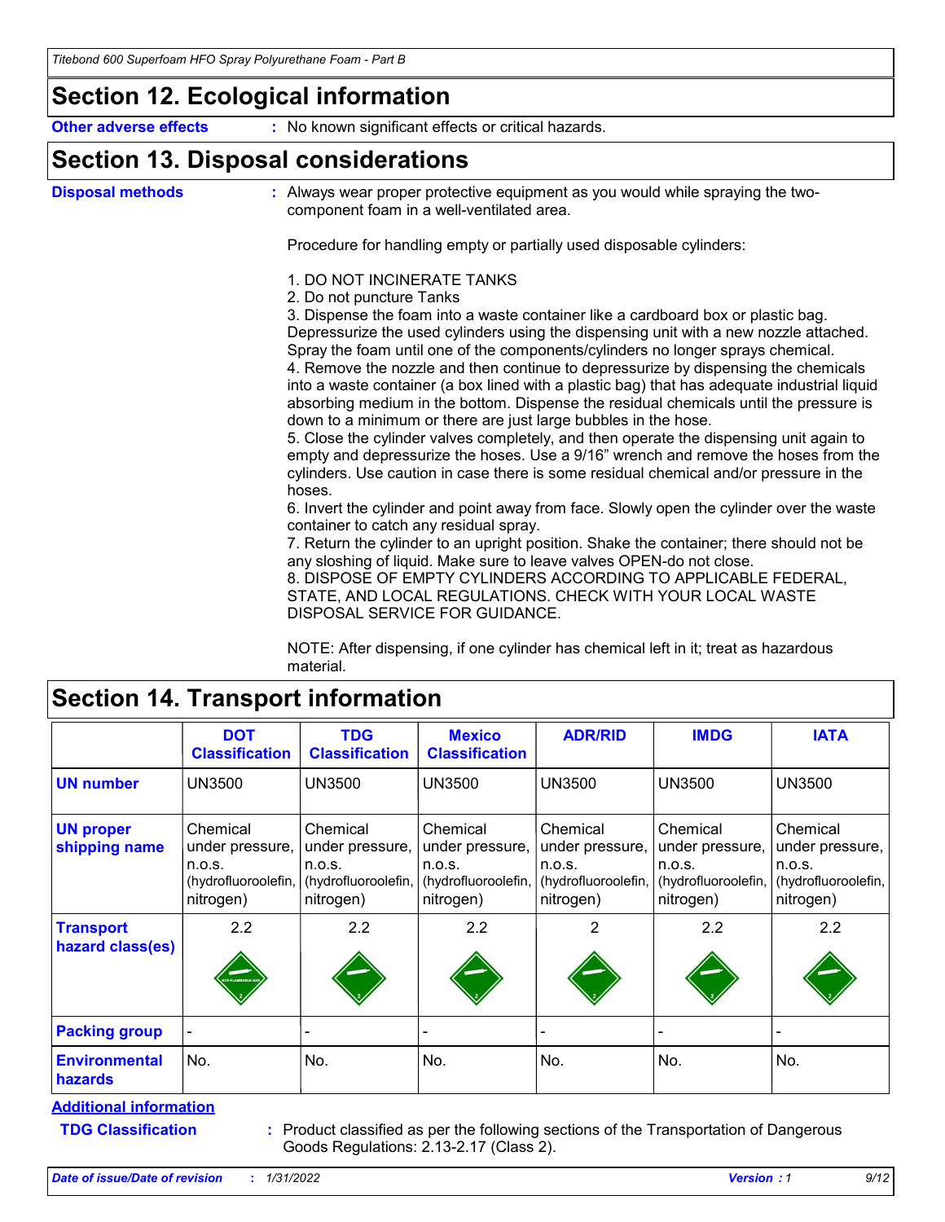## Section 12. Ecological information

**Other adverse effects** : No known significant effects or critical hazards.

## Section 13. Disposal considerations

**Disposal methods** : Always wear proper protective equipment as you would while spraying the two-component foam in a well-ventilated area.

Procedure for handling empty or partially used disposable cylinders:

1. DO NOT INCINERATE TANKS
2. Do not puncture Tanks
3. Dispense the foam into a waste container like a cardboard box or plastic bag. Depressurize the used cylinders using the dispensing unit with a new nozzle attached. Spray the foam until one of the components/cylinders no longer sprays chemical.
4. Remove the nozzle and then continue to depressurize by dispensing the chemicals into a waste container (a box lined with a plastic bag) that has adequate industrial liquid absorbing medium in the bottom. Dispense the residual chemicals until the pressure is down to a minimum or there are just large bubbles in the hose.
5. Close the cylinder valves completely, and then operate the dispensing unit again to empty and depressurize the hoses. Use a 9/16" wrench and remove the hoses from the cylinders. Use caution in case there is some residual chemical and/or pressure in the hoses.
6. Invert the cylinder and point away from face. Slowly open the cylinder over the waste container to catch any residual spray.
7. Return the cylinder to an upright position. Shake the container; there should not be any sloshing of liquid. Make sure to leave valves OPEN-do not close.
8. DISPOSE OF EMPTY CYLINDERS ACCORDING TO APPLICABLE FEDERAL, STATE, AND LOCAL REGULATIONS. CHECK WITH YOUR LOCAL WASTE DISPOSAL SERVICE FOR GUIDANCE.

NOTE: After dispensing, if one cylinder has chemical left in it; treat as hazardous material.

## Section 14. Transport information

| | DOT Classification | TDG Classification | Mexico Classification | ADR/RID | IMDG | IATA |
|---|---|---|---|---|---|---|
| **UN number** | UN3500 | UN3500 | UN3500 | UN3500 | UN3500 | UN3500 |
| **UN proper shipping name** | Chemical under pressure, n.o.s. (hydrofluoroolefin, nitrogen) | Chemical under pressure, n.o.s. (hydrofluoroolefin, nitrogen) | Chemical under pressure, n.o.s. (hydrofluoroolefin, nitrogen) | Chemical under pressure, n.o.s. (hydrofluoroolefin, nitrogen) | Chemical under pressure, n.o.s. (hydrofluoroolefin, nitrogen) | Chemical under pressure, n.o.s. (hydrofluoroolefin, nitrogen) |
| **Transport hazard class(es)** | 2.2 | 2.2 | 2.2 | 2 | 2.2 | 2.2 |
| **Packing group** | - | - | - | - | - | - |
| **Environmental hazards** | No. | No. | No. | No. | No. | No. |

**Additional information**

**TDG Classification** : Product classified as per the following sections of the Transportation of Dangerous Goods Regulations: 2.13-2.17 (Class 2).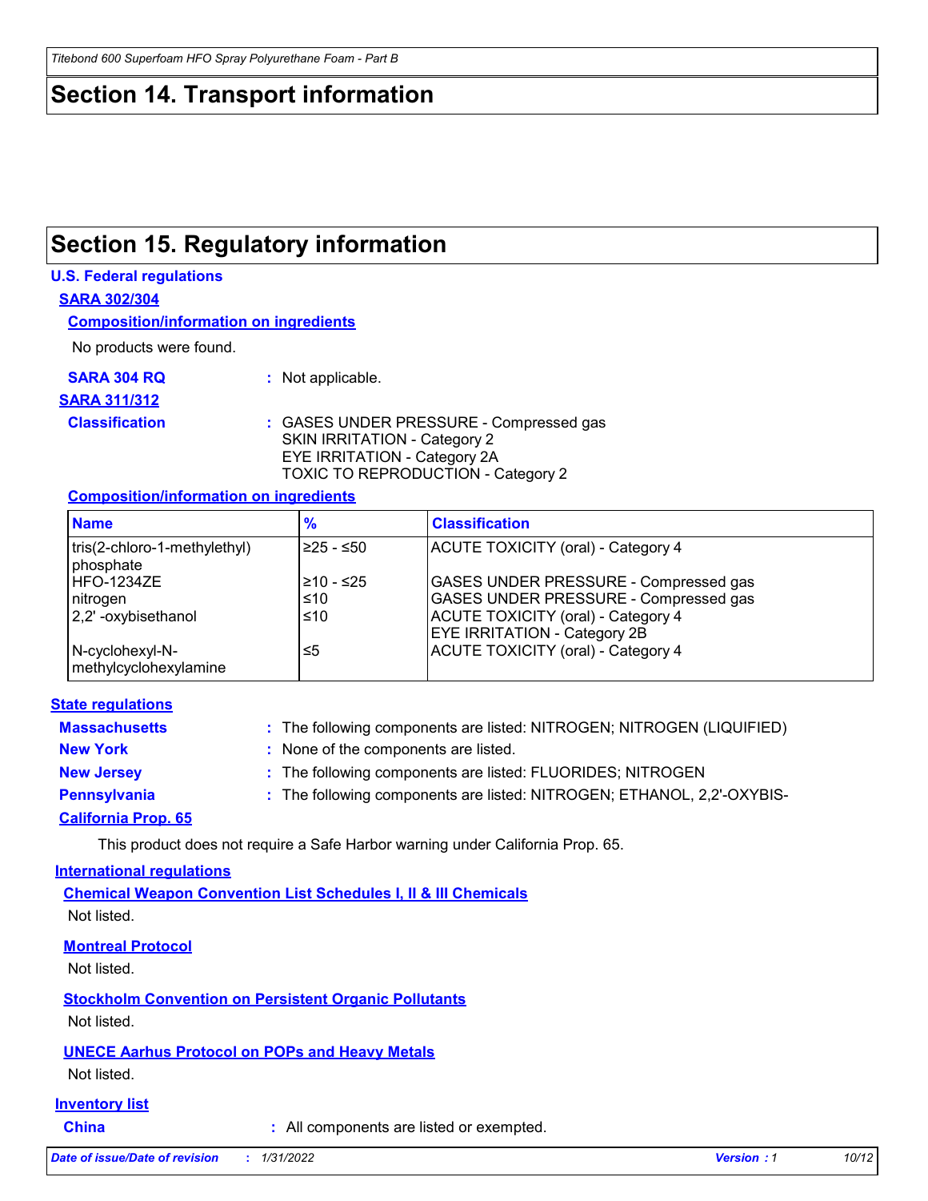# Section 14. Transport information

# Section 15. Regulatory information

**U.S. Federal regulations**

**SARA 302/304**

**Composition/information on ingredients**

No products were found.

**SARA 304 RQ** : Not applicable.

**SARA 311/312**

**Classification** : GASES UNDER PRESSURE - Compressed gas
SKIN IRRITATION - Category 2
EYE IRRITATION - Category 2A
TOXIC TO REPRODUCTION - Category 2

**Composition/information on ingredients**

| Name | % | Classification |
|---|---|---|
| tris(2-chloro-1-methylethyl) phosphate | ≥25 - ≤50 | ACUTE TOXICITY (oral) - Category 4 |
| HFO-1234ZE | ≥10 - ≤25 | GASES UNDER PRESSURE - Compressed gas |
| nitrogen | ≤10 | GASES UNDER PRESSURE - Compressed gas |
| 2,2' -oxybisethanol | ≤10 | ACUTE TOXICITY (oral) - Category 4<br>EYE IRRITATION - Category 2B |
| N-cyclohexyl-N-methylcyclohexylamine | ≤5 | ACUTE TOXICITY (oral) - Category 4 |

**State regulations**

**Massachusetts** : The following components are listed: NITROGEN; NITROGEN (LIQUIFIED)

**New York** : None of the components are listed.

**New Jersey** : The following components are listed: FLUORIDES; NITROGEN

**Pennsylvania** : The following components are listed: NITROGEN; ETHANOL, 2,2'-OXYBIS-

**California Prop. 65**

This product does not require a Safe Harbor warning under California Prop. 65.

**International regulations**

**Chemical Weapon Convention List Schedules I, II & III Chemicals**

Not listed.

**Montreal Protocol**

Not listed.

**Stockholm Convention on Persistent Organic Pollutants**

Not listed.

**UNECE Aarhus Protocol on POPs and Heavy Metals**

Not listed.

**Inventory list**

**China** : All components are listed or exempted.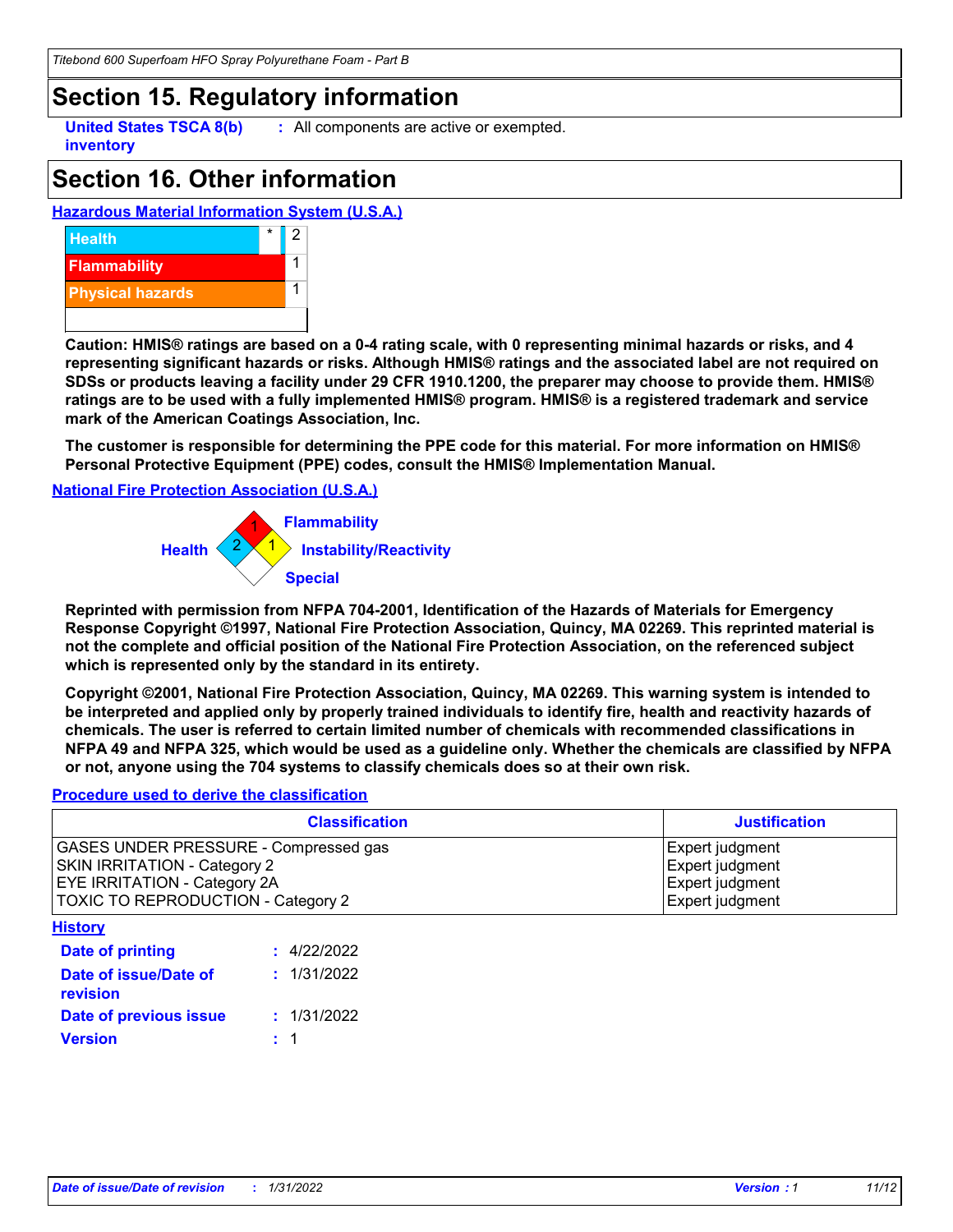# Section 15. Regulatory information

**United States TSCA 8(b) inventory** : All components are active or exempted.

# Section 16. Other information

**Hazardous Material Information System (U.S.A.)**

| | | |
|---|---|---|
| Health | * | 2 |
| Flammability | | 1 |
| Physical hazards | | 1 |

**Caution: HMIS® ratings are based on a 0-4 rating scale, with 0 representing minimal hazards or risks, and 4 representing significant hazards or risks. Although HMIS® ratings and the associated label are not required on SDSs or products leaving a facility under 29 CFR 1910.1200, the preparer may choose to provide them. HMIS® ratings are to be used with a fully implemented HMIS® program. HMIS® is a registered trademark and service mark of the American Coatings Association, Inc.**

**The customer is responsible for determining the PPE code for this material. For more information on HMIS® Personal Protective Equipment (PPE) codes, consult the HMIS® Implementation Manual.**

**National Fire Protection Association (U.S.A.)**

Flammability: 1
Health: 2
Instability/Reactivity: 1
Special:

**Reprinted with permission from NFPA 704-2001, Identification of the Hazards of Materials for Emergency Response Copyright ©1997, National Fire Protection Association, Quincy, MA 02269. This reprinted material is not the complete and official position of the National Fire Protection Association, on the referenced subject which is represented only by the standard in its entirety.**

**Copyright ©2001, National Fire Protection Association, Quincy, MA 02269. This warning system is intended to be interpreted and applied only by properly trained individuals to identify fire, health and reactivity hazards of chemicals. The user is referred to certain limited number of chemicals with recommended classifications in NFPA 49 and NFPA 325, which would be used as a guideline only. Whether the chemicals are classified by NFPA or not, anyone using the 704 systems to classify chemicals does so at their own risk.**

**Procedure used to derive the classification**

| Classification | Justification |
|---|---|
| GASES UNDER PRESSURE - Compressed gas | Expert judgment |
| SKIN IRRITATION - Category 2 | Expert judgment |
| EYE IRRITATION - Category 2A | Expert judgment |
| TOXIC TO REPRODUCTION - Category 2 | Expert judgment |

**History**

**Date of printing** : 4/22/2022

**Date of issue/Date of revision** : 1/31/2022

**Date of previous issue** : 1/31/2022

**Version** : 1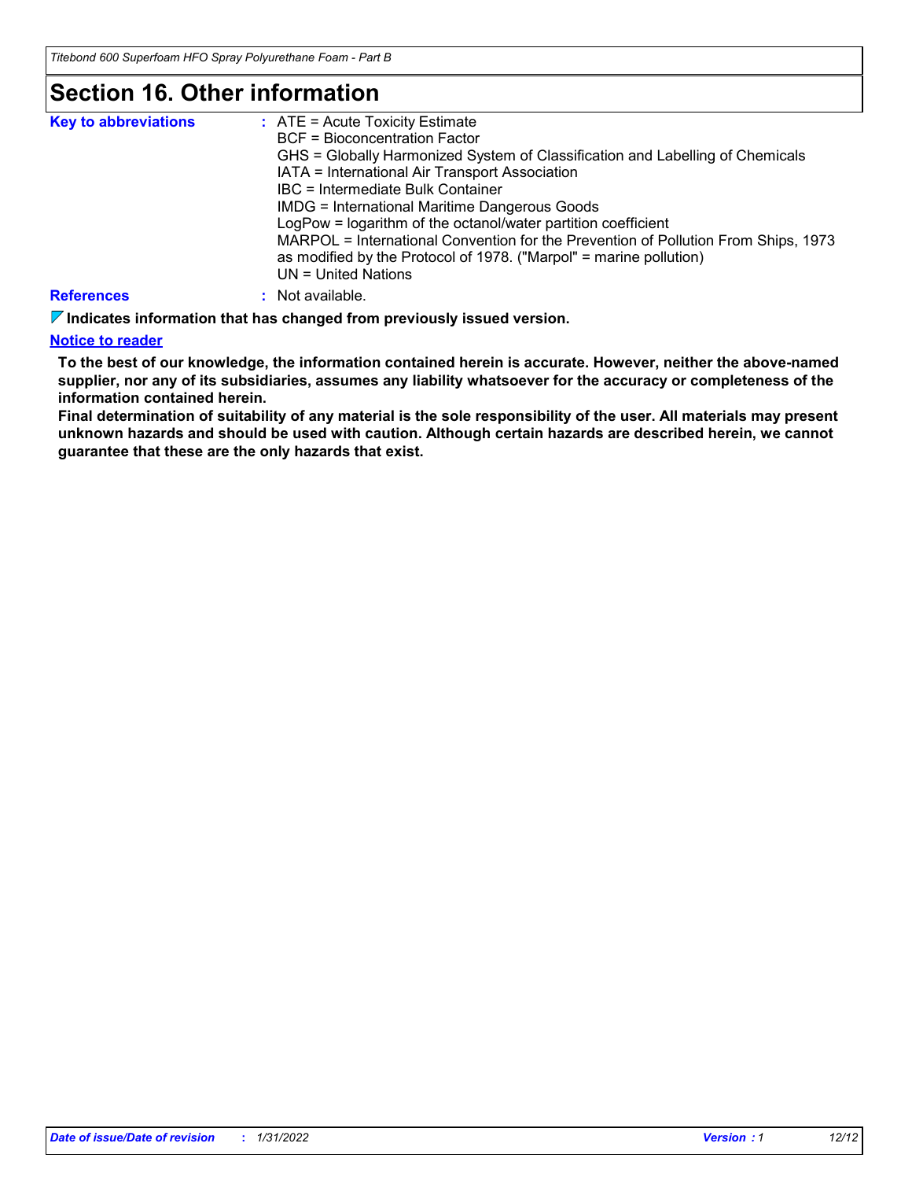# Section 16. Other information

**Key to abbreviations** : ATE = Acute Toxicity Estimate
BCF = Bioconcentration Factor
GHS = Globally Harmonized System of Classification and Labelling of Chemicals
IATA = International Air Transport Association
IBC = Intermediate Bulk Container
IMDG = International Maritime Dangerous Goods
LogPow = logarithm of the octanol/water partition coefficient
MARPOL = International Convention for the Prevention of Pollution From Ships, 1973 as modified by the Protocol of 1978. ("Marpol" = marine pollution)
UN = United Nations

**References** : Not available.

**Indicates information that has changed from previously issued version.**

**Notice to reader**

**To the best of our knowledge, the information contained herein is accurate. However, neither the above-named supplier, nor any of its subsidiaries, assumes any liability whatsoever for the accuracy or completeness of the information contained herein.**

**Final determination of suitability of any material is the sole responsibility of the user. All materials may present unknown hazards and should be used with caution. Although certain hazards are described herein, we cannot guarantee that these are the only hazards that exist.**